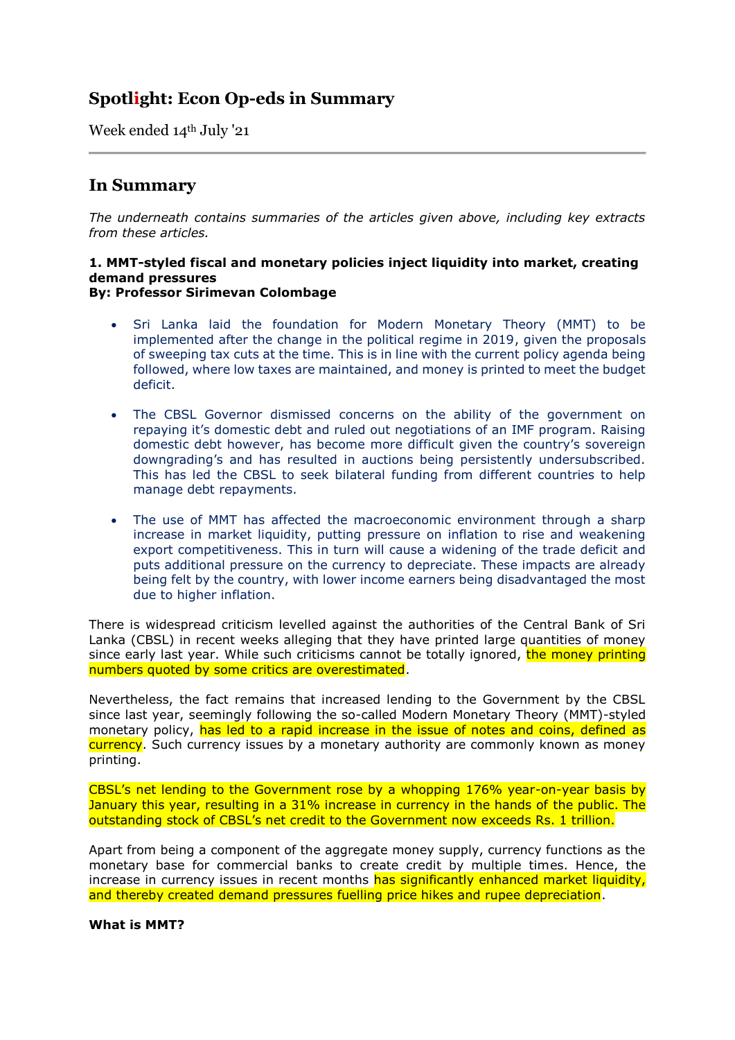# Spotlight: Econ Op-eds in Summary

Week ended 14th July '21

## In Summary

*The underneath contains summaries of the articles given above, including key extracts from these articles.*

**1. MMT-styled fiscal and monetary policies inject liquidity into market, creating demand pressures**
**By: Professor Sirimevan Colombage**

- Sri Lanka laid the foundation for Modern Monetary Theory (MMT) to be implemented after the change in the political regime in 2019, given the proposals of sweeping tax cuts at the time. This is in line with the current policy agenda being followed, where low taxes are maintained, and money is printed to meet the budget deficit.

- The CBSL Governor dismissed concerns on the ability of the government on repaying it's domestic debt and ruled out negotiations of an IMF program. Raising domestic debt however, has become more difficult given the country's sovereign downgrading's and has resulted in auctions being persistently undersubscribed. This has led the CBSL to seek bilateral funding from different countries to help manage debt repayments.

- The use of MMT has affected the macroeconomic environment through a sharp increase in market liquidity, putting pressure on inflation to rise and weakening export competitiveness. This in turn will cause a widening of the trade deficit and puts additional pressure on the currency to depreciate. These impacts are already being felt by the country, with lower income earners being disadvantaged the most due to higher inflation.

There is widespread criticism levelled against the authorities of the Central Bank of Sri Lanka (CBSL) in recent weeks alleging that they have printed large quantities of money since early last year. While such criticisms cannot be totally ignored, the money printing numbers quoted by some critics are overestimated.

Nevertheless, the fact remains that increased lending to the Government by the CBSL since last year, seemingly following the so-called Modern Monetary Theory (MMT)-styled monetary policy, has led to a rapid increase in the issue of notes and coins, defined as currency. Such currency issues by a monetary authority are commonly known as money printing.

CBSL's net lending to the Government rose by a whopping 176% year-on-year basis by January this year, resulting in a 31% increase in currency in the hands of the public. The outstanding stock of CBSL's net credit to the Government now exceeds Rs. 1 trillion.

Apart from being a component of the aggregate money supply, currency functions as the monetary base for commercial banks to create credit by multiple times. Hence, the increase in currency issues in recent months has significantly enhanced market liquidity, and thereby created demand pressures fuelling price hikes and rupee depreciation.

**What is MMT?**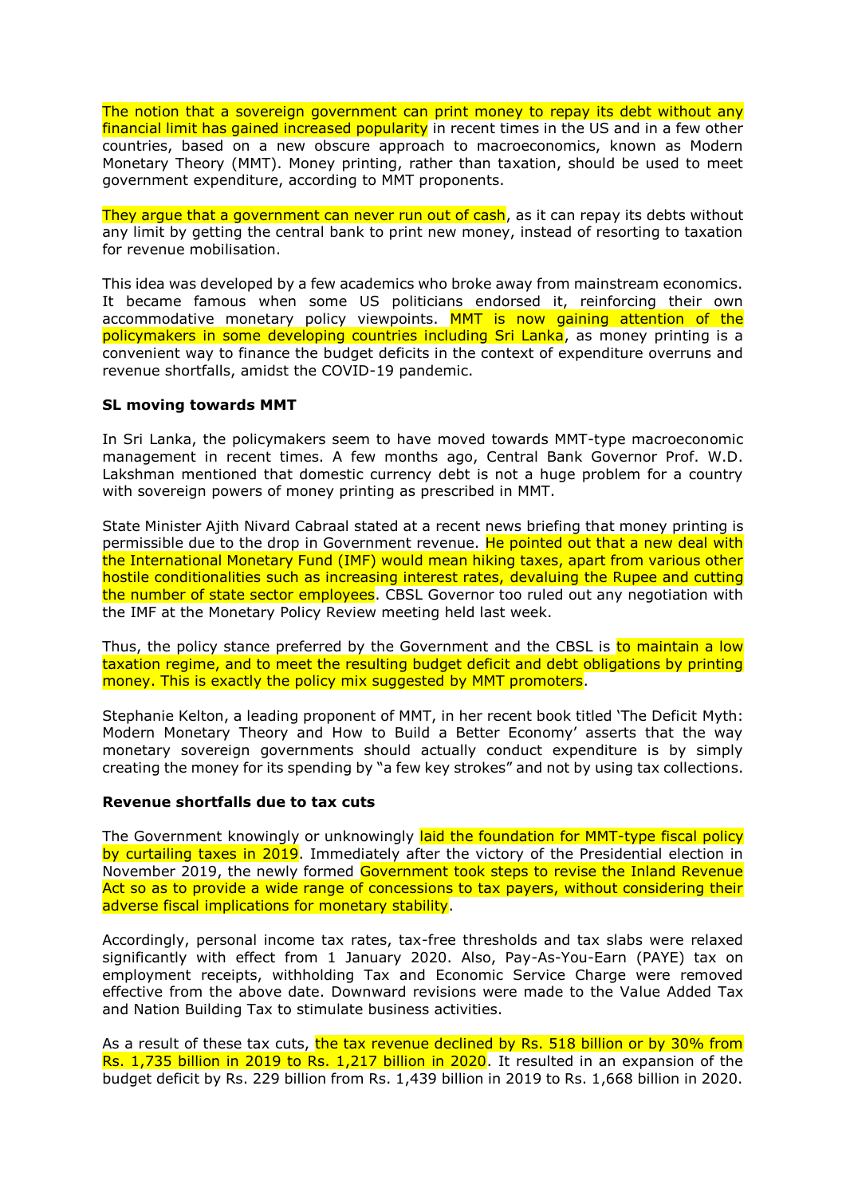The notion that a sovereign government can print money to repay its debt without any financial limit has gained increased popularity in recent times in the US and in a few other countries, based on a new obscure approach to macroeconomics, known as Modern Monetary Theory (MMT). Money printing, rather than taxation, should be used to meet government expenditure, according to MMT proponents.

They argue that a government can never run out of cash, as it can repay its debts without any limit by getting the central bank to print new money, instead of resorting to taxation for revenue mobilisation.

This idea was developed by a few academics who broke away from mainstream economics. It became famous when some US politicians endorsed it, reinforcing their own accommodative monetary policy viewpoints. MMT is now gaining attention of the policymakers in some developing countries including Sri Lanka, as money printing is a convenient way to finance the budget deficits in the context of expenditure overruns and revenue shortfalls, amidst the COVID-19 pandemic.

**SL moving towards MMT**

In Sri Lanka, the policymakers seem to have moved towards MMT-type macroeconomic management in recent times. A few months ago, Central Bank Governor Prof. W.D. Lakshman mentioned that domestic currency debt is not a huge problem for a country with sovereign powers of money printing as prescribed in MMT.

State Minister Ajith Nivard Cabraal stated at a recent news briefing that money printing is permissible due to the drop in Government revenue. He pointed out that a new deal with the International Monetary Fund (IMF) would mean hiking taxes, apart from various other hostile conditionalities such as increasing interest rates, devaluing the Rupee and cutting the number of state sector employees. CBSL Governor too ruled out any negotiation with the IMF at the Monetary Policy Review meeting held last week.

Thus, the policy stance preferred by the Government and the CBSL is to maintain a low taxation regime, and to meet the resulting budget deficit and debt obligations by printing money. This is exactly the policy mix suggested by MMT promoters.

Stephanie Kelton, a leading proponent of MMT, in her recent book titled 'The Deficit Myth: Modern Monetary Theory and How to Build a Better Economy' asserts that the way monetary sovereign governments should actually conduct expenditure is by simply creating the money for its spending by "a few key strokes" and not by using tax collections.

**Revenue shortfalls due to tax cuts**

The Government knowingly or unknowingly laid the foundation for MMT-type fiscal policy by curtailing taxes in 2019. Immediately after the victory of the Presidential election in November 2019, the newly formed Government took steps to revise the Inland Revenue Act so as to provide a wide range of concessions to tax payers, without considering their adverse fiscal implications for monetary stability.

Accordingly, personal income tax rates, tax-free thresholds and tax slabs were relaxed significantly with effect from 1 January 2020. Also, Pay-As-You-Earn (PAYE) tax on employment receipts, withholding Tax and Economic Service Charge were removed effective from the above date. Downward revisions were made to the Value Added Tax and Nation Building Tax to stimulate business activities.

As a result of these tax cuts, the tax revenue declined by Rs. 518 billion or by 30% from Rs. 1,735 billion in 2019 to Rs. 1,217 billion in 2020. It resulted in an expansion of the budget deficit by Rs. 229 billion from Rs. 1,439 billion in 2019 to Rs. 1,668 billion in 2020.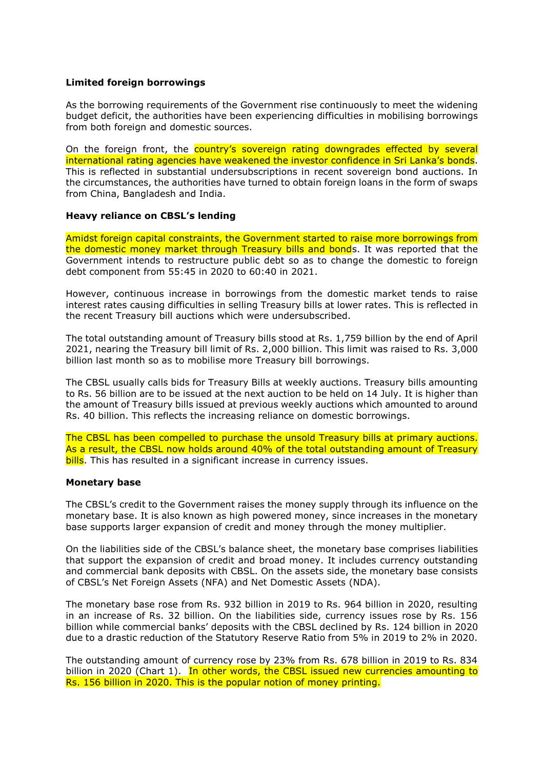**Limited foreign borrowings**

As the borrowing requirements of the Government rise continuously to meet the widening budget deficit, the authorities have been experiencing difficulties in mobilising borrowings from both foreign and domestic sources.

On the foreign front, the country's sovereign rating downgrades effected by several international rating agencies have weakened the investor confidence in Sri Lanka's bonds. This is reflected in substantial undersubscriptions in recent sovereign bond auctions. In the circumstances, the authorities have turned to obtain foreign loans in the form of swaps from China, Bangladesh and India.

**Heavy reliance on CBSL's lending**

Amidst foreign capital constraints, the Government started to raise more borrowings from the domestic money market through Treasury bills and bonds. It was reported that the Government intends to restructure public debt so as to change the domestic to foreign debt component from 55:45 in 2020 to 60:40 in 2021.

However, continuous increase in borrowings from the domestic market tends to raise interest rates causing difficulties in selling Treasury bills at lower rates. This is reflected in the recent Treasury bill auctions which were undersubscribed.

The total outstanding amount of Treasury bills stood at Rs. 1,759 billion by the end of April 2021, nearing the Treasury bill limit of Rs. 2,000 billion. This limit was raised to Rs. 3,000 billion last month so as to mobilise more Treasury bill borrowings.

The CBSL usually calls bids for Treasury Bills at weekly auctions. Treasury bills amounting to Rs. 56 billion are to be issued at the next auction to be held on 14 July. It is higher than the amount of Treasury bills issued at previous weekly auctions which amounted to around Rs. 40 billion. This reflects the increasing reliance on domestic borrowings.

The CBSL has been compelled to purchase the unsold Treasury bills at primary auctions. As a result, the CBSL now holds around 40% of the total outstanding amount of Treasury bills. This has resulted in a significant increase in currency issues.

**Monetary base**

The CBSL's credit to the Government raises the money supply through its influence on the monetary base. It is also known as high powered money, since increases in the monetary base supports larger expansion of credit and money through the money multiplier.

On the liabilities side of the CBSL's balance sheet, the monetary base comprises liabilities that support the expansion of credit and broad money. It includes currency outstanding and commercial bank deposits with CBSL. On the assets side, the monetary base consists of CBSL's Net Foreign Assets (NFA) and Net Domestic Assets (NDA).

The monetary base rose from Rs. 932 billion in 2019 to Rs. 964 billion in 2020, resulting in an increase of Rs. 32 billion. On the liabilities side, currency issues rose by Rs. 156 billion while commercial banks' deposits with the CBSL declined by Rs. 124 billion in 2020 due to a drastic reduction of the Statutory Reserve Ratio from 5% in 2019 to 2% in 2020.

The outstanding amount of currency rose by 23% from Rs. 678 billion in 2019 to Rs. 834 billion in 2020 (Chart 1). In other words, the CBSL issued new currencies amounting to Rs. 156 billion in 2020. This is the popular notion of money printing.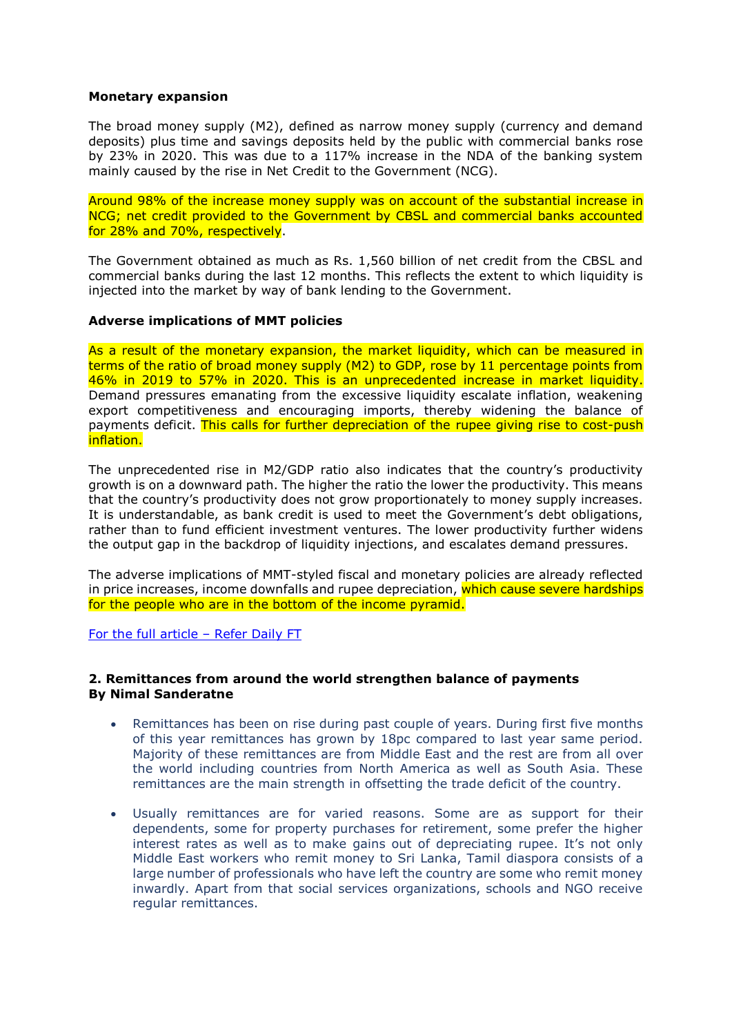**Monetary expansion**

The broad money supply (M2), defined as narrow money supply (currency and demand deposits) plus time and savings deposits held by the public with commercial banks rose by 23% in 2020. This was due to a 117% increase in the NDA of the banking system mainly caused by the rise in Net Credit to the Government (NCG).

Around 98% of the increase money supply was on account of the substantial increase in NCG; net credit provided to the Government by CBSL and commercial banks accounted for 28% and 70%, respectively.

The Government obtained as much as Rs. 1,560 billion of net credit from the CBSL and commercial banks during the last 12 months. This reflects the extent to which liquidity is injected into the market by way of bank lending to the Government.

**Adverse implications of MMT policies**

As a result of the monetary expansion, the market liquidity, which can be measured in terms of the ratio of broad money supply (M2) to GDP, rose by 11 percentage points from 46% in 2019 to 57% in 2020. This is an unprecedented increase in market liquidity. Demand pressures emanating from the excessive liquidity escalate inflation, weakening export competitiveness and encouraging imports, thereby widening the balance of payments deficit. This calls for further depreciation of the rupee giving rise to cost-push inflation.

The unprecedented rise in M2/GDP ratio also indicates that the country's productivity growth is on a downward path. The higher the ratio the lower the productivity. This means that the country's productivity does not grow proportionately to money supply increases. It is understandable, as bank credit is used to meet the Government's debt obligations, rather than to fund efficient investment ventures. The lower productivity further widens the output gap in the backdrop of liquidity injections, and escalates demand pressures.

The adverse implications of MMT-styled fiscal and monetary policies are already reflected in price increases, income downfalls and rupee depreciation, which cause severe hardships for the people who are in the bottom of the income pyramid.

For the full article – Refer Daily FT

**2. Remittances from around the world strengthen balance of payments**
**By Nimal Sanderatne**

- Remittances has been on rise during past couple of years. During first five months of this year remittances has grown by 18pc compared to last year same period. Majority of these remittances are from Middle East and the rest are from all over the world including countries from North America as well as South Asia. These remittances are the main strength in offsetting the trade deficit of the country.
- Usually remittances are for varied reasons. Some are as support for their dependents, some for property purchases for retirement, some prefer the higher interest rates as well as to make gains out of depreciating rupee. It's not only Middle East workers who remit money to Sri Lanka, Tamil diaspora consists of a large number of professionals who have left the country are some who remit money inwardly. Apart from that social services organizations, schools and NGO receive regular remittances.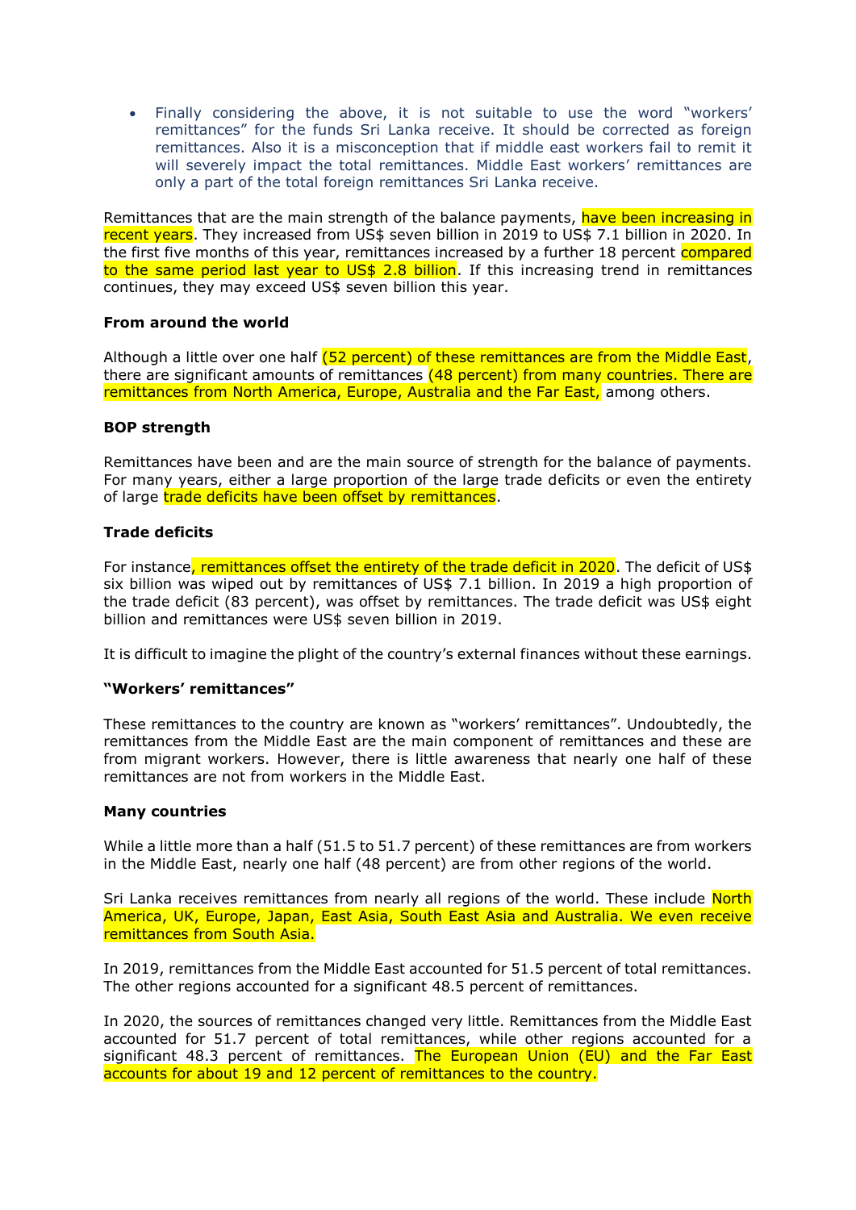- Finally considering the above, it is not suitable to use the word "workers' remittances" for the funds Sri Lanka receive. It should be corrected as foreign remittances. Also it is a misconception that if middle east workers fail to remit it will severely impact the total remittances. Middle East workers' remittances are only a part of the total foreign remittances Sri Lanka receive.

Remittances that are the main strength of the balance payments, have been increasing in recent years. They increased from US$ seven billion in 2019 to US$ 7.1 billion in 2020. In the first five months of this year, remittances increased by a further 18 percent compared to the same period last year to US$ 2.8 billion. If this increasing trend in remittances continues, they may exceed US$ seven billion this year.

**From around the world**

Although a little over one half (52 percent) of these remittances are from the Middle East, there are significant amounts of remittances (48 percent) from many countries. There are remittances from North America, Europe, Australia and the Far East, among others.

**BOP strength**

Remittances have been and are the main source of strength for the balance of payments. For many years, either a large proportion of the large trade deficits or even the entirety of large trade deficits have been offset by remittances.

**Trade deficits**

For instance, remittances offset the entirety of the trade deficit in 2020. The deficit of US$ six billion was wiped out by remittances of US$ 7.1 billion. In 2019 a high proportion of the trade deficit (83 percent), was offset by remittances. The trade deficit was US$ eight billion and remittances were US$ seven billion in 2019.

It is difficult to imagine the plight of the country's external finances without these earnings.

**"Workers' remittances"**

These remittances to the country are known as "workers' remittances". Undoubtedly, the remittances from the Middle East are the main component of remittances and these are from migrant workers. However, there is little awareness that nearly one half of these remittances are not from workers in the Middle East.

**Many countries**

While a little more than a half (51.5 to 51.7 percent) of these remittances are from workers in the Middle East, nearly one half (48 percent) are from other regions of the world.

Sri Lanka receives remittances from nearly all regions of the world. These include North America, UK, Europe, Japan, East Asia, South East Asia and Australia. We even receive remittances from South Asia.

In 2019, remittances from the Middle East accounted for 51.5 percent of total remittances. The other regions accounted for a significant 48.5 percent of remittances.

In 2020, the sources of remittances changed very little. Remittances from the Middle East accounted for 51.7 percent of total remittances, while other regions accounted for a significant 48.3 percent of remittances. The European Union (EU) and the Far East accounts for about 19 and 12 percent of remittances to the country.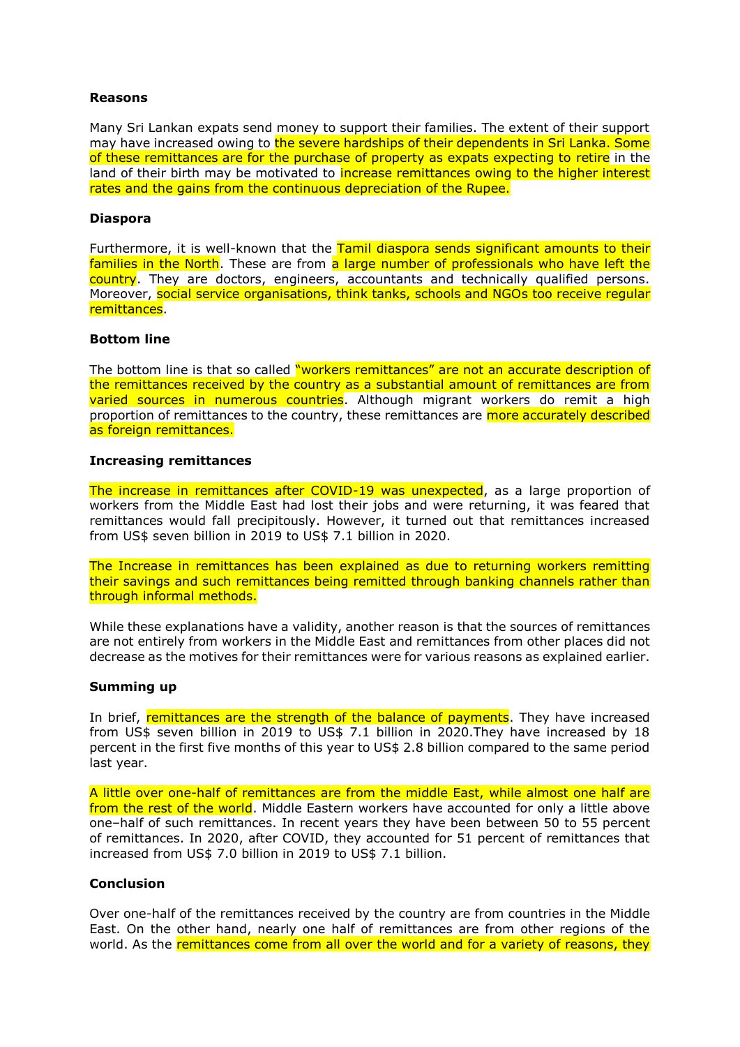**Reasons**

Many Sri Lankan expats send money to support their families. The extent of their support may have increased owing to the severe hardships of their dependents in Sri Lanka. Some of these remittances are for the purchase of property as expats expecting to retire in the land of their birth may be motivated to increase remittances owing to the higher interest rates and the gains from the continuous depreciation of the Rupee.

**Diaspora**

Furthermore, it is well-known that the Tamil diaspora sends significant amounts to their families in the North. These are from a large number of professionals who have left the country. They are doctors, engineers, accountants and technically qualified persons. Moreover, social service organisations, think tanks, schools and NGOs too receive regular remittances.

**Bottom line**

The bottom line is that so called "workers remittances" are not an accurate description of the remittances received by the country as a substantial amount of remittances are from varied sources in numerous countries. Although migrant workers do remit a high proportion of remittances to the country, these remittances are more accurately described as foreign remittances.

**Increasing remittances**

The increase in remittances after COVID-19 was unexpected, as a large proportion of workers from the Middle East had lost their jobs and were returning, it was feared that remittances would fall precipitously. However, it turned out that remittances increased from US$ seven billion in 2019 to US$ 7.1 billion in 2020.

The Increase in remittances has been explained as due to returning workers remitting their savings and such remittances being remitted through banking channels rather than through informal methods.

While these explanations have a validity, another reason is that the sources of remittances are not entirely from workers in the Middle East and remittances from other places did not decrease as the motives for their remittances were for various reasons as explained earlier.

**Summing up**

In brief, remittances are the strength of the balance of payments. They have increased from US$ seven billion in 2019 to US$ 7.1 billion in 2020.They have increased by 18 percent in the first five months of this year to US$ 2.8 billion compared to the same period last year.

A little over one-half of remittances are from the middle East, while almost one half are from the rest of the world. Middle Eastern workers have accounted for only a little above one–half of such remittances. In recent years they have been between 50 to 55 percent of remittances. In 2020, after COVID, they accounted for 51 percent of remittances that increased from US$ 7.0 billion in 2019 to US$ 7.1 billion.

**Conclusion**

Over one-half of the remittances received by the country are from countries in the Middle East. On the other hand, nearly one half of remittances are from other regions of the world. As the remittances come from all over the world and for a variety of reasons, they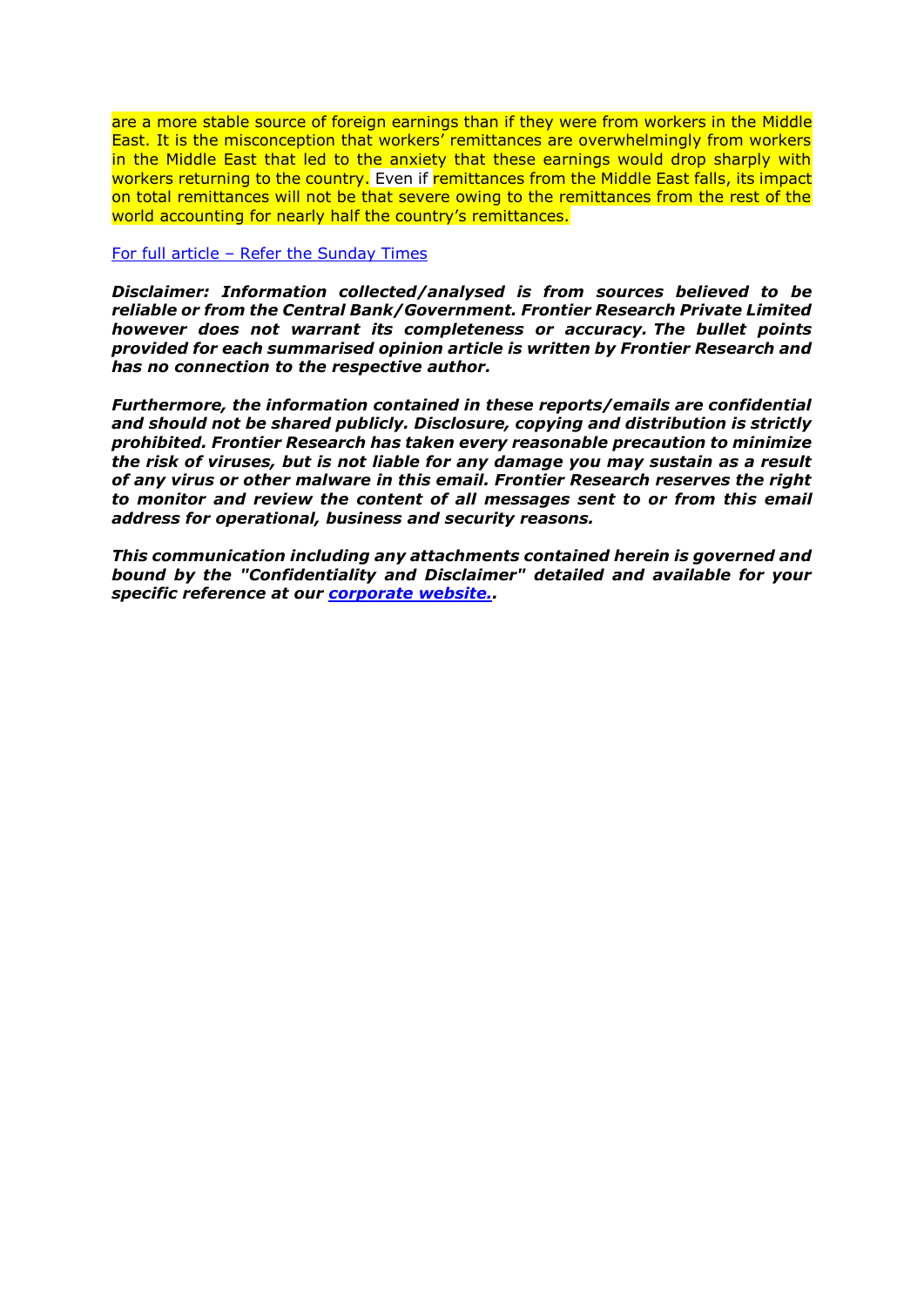are a more stable source of foreign earnings than if they were from workers in the Middle East. It is the misconception that workers' remittances are overwhelmingly from workers in the Middle East that led to the anxiety that these earnings would drop sharply with workers returning to the country. Even if remittances from the Middle East falls, its impact on total remittances will not be that severe owing to the remittances from the rest of the world accounting for nearly half the country's remittances.

For full article – Refer the Sunday Times

***Disclaimer: Information collected/analysed is from sources believed to be reliable or from the Central Bank/Government. Frontier Research Private Limited however does not warrant its completeness or accuracy. The bullet points provided for each summarised opinion article is written by Frontier Research and has no connection to the respective author.***

***Furthermore, the information contained in these reports/emails are confidential and should not be shared publicly. Disclosure, copying and distribution is strictly prohibited. Frontier Research has taken every reasonable precaution to minimize the risk of viruses, but is not liable for any damage you may sustain as a result of any virus or other malware in this email. Frontier Research reserves the right to monitor and review the content of all messages sent to or from this email address for operational, business and security reasons.***

***This communication including any attachments contained herein is governed and bound by the "Confidentiality and Disclaimer" detailed and available for your specific reference at our corporate website..***